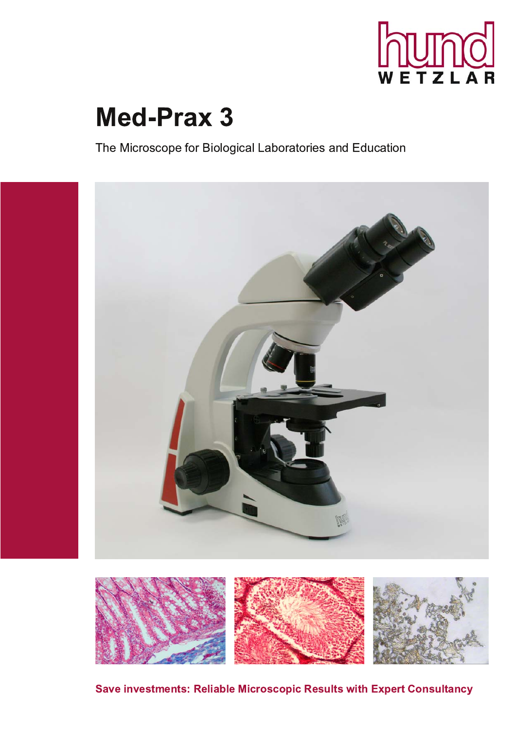hund WETZLAR

# Med-Prax 3

The Microscope for Biological Laboratories and Education

**Save investments: Reliable Microscopic Results with Expert Consultancy**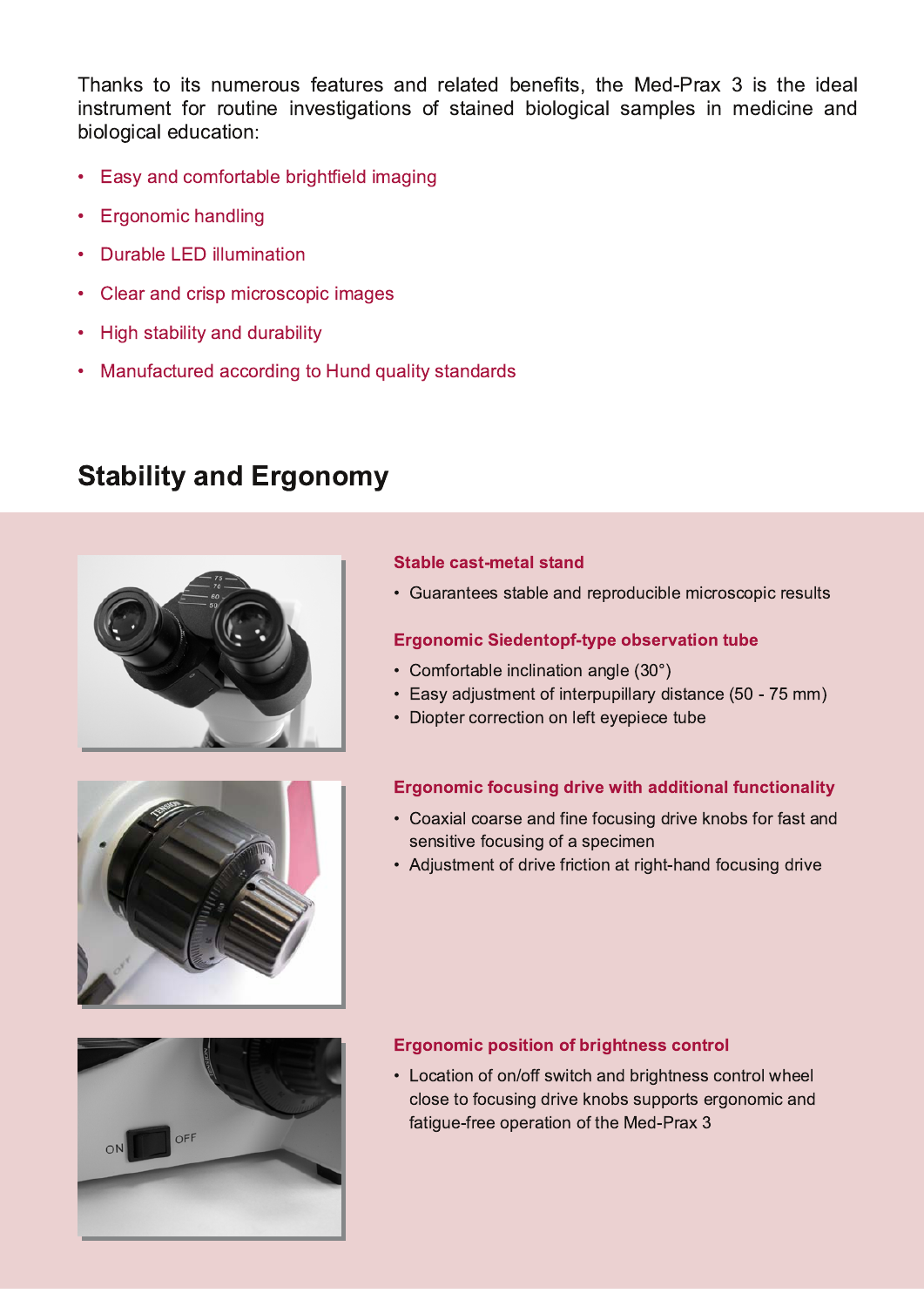Thanks to its numerous features and related benefits, the Med-Prax 3 is the ideal instrument for routine investigations of stained biological samples in medicine and biological education:

- Easy and comfortable brightfield imaging
- Ergonomic handling
- Durable LED illumination
- Clear and crisp microscopic images
- High stability and durability
- Manufactured according to Hund quality standards

## Stability and Ergonomy

### Stable cast-metal stand

- Guarantees stable and reproducible microscopic results

### Ergonomic Siedentopf-type observation tube

- Comfortable inclination angle (30°)
- Easy adjustment of interpupillary distance (50 - 75 mm)
- Diopter correction on left eyepiece tube

### Ergonomic focusing drive with additional functionality

- Coaxial coarse and fine focusing drive knobs for fast and sensitive focusing of a specimen
- Adjustment of drive friction at right-hand focusing drive

### Ergonomic position of brightness control

- Location of on/off switch and brightness control wheel close to focusing drive knobs supports ergonomic and fatigue-free operation of the Med-Prax 3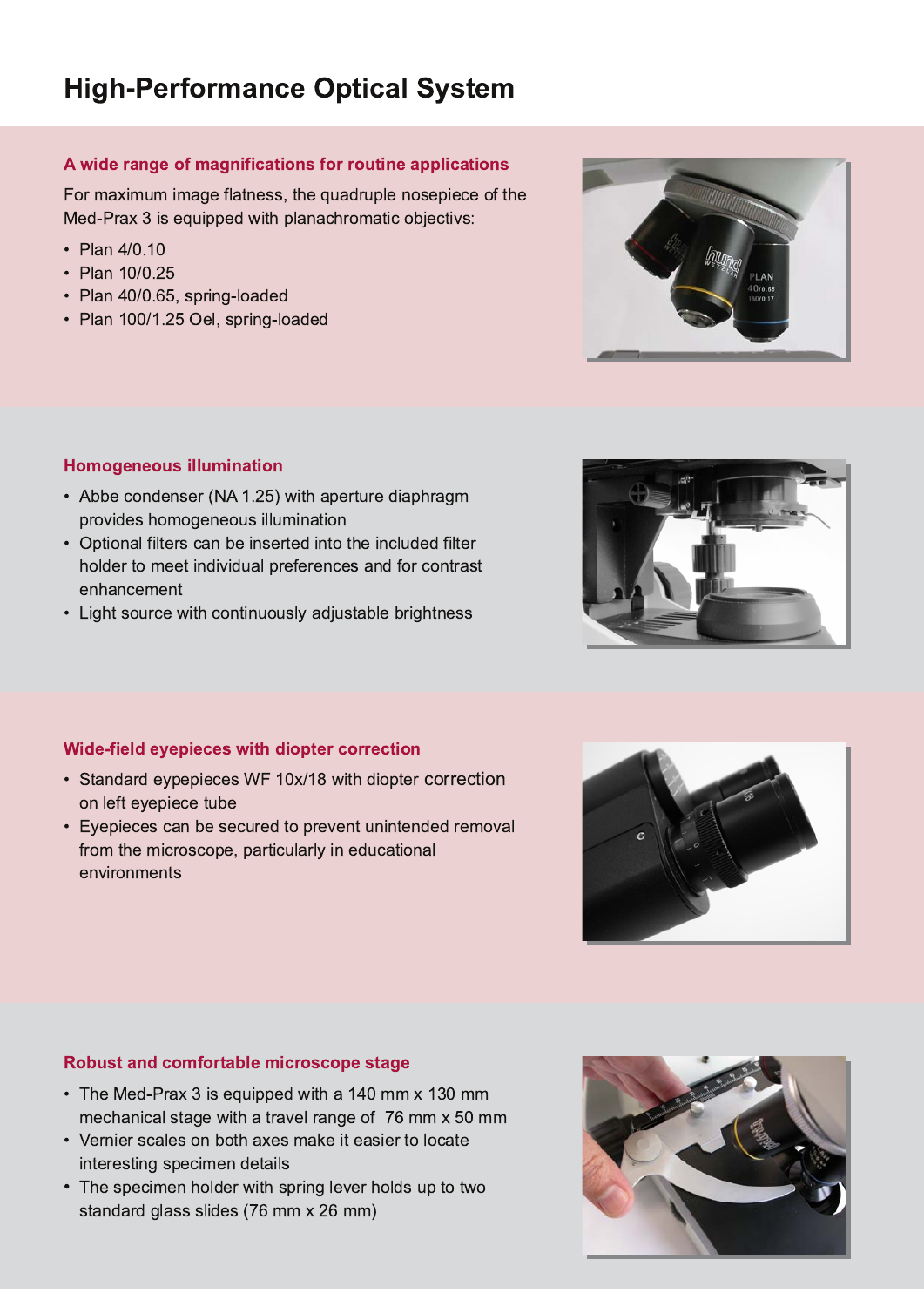# High-Performance Optical System

## A wide range of magnifications for routine applications

For maximum image flatness, the quadruple nosepiece of the Med-Prax 3 is equipped with planachromatic objectivs:

- Plan 4/0.10
- Plan 10/0.25
- Plan 40/0.65, spring-loaded
- Plan 100/1.25 Oel, spring-loaded

## Homogeneous illumination

- Abbe condenser (NA 1.25) with aperture diaphragm provides homogeneous illumination
- Optional filters can be inserted into the included filter holder to meet individual preferences and for contrast enhancement
- Light source with continuously adjustable brightness

## Wide-field eyepieces with diopter correction

- Standard eypepieces WF 10x/18 with diopter correction on left eyepiece tube
- Eyepieces can be secured to prevent unintended removal from the microscope, particularly in educational environments

## Robust and comfortable microscope stage

- The Med-Prax 3 is equipped with a 140 mm x 130 mm mechanical stage with a travel range of 76 mm x 50 mm
- Vernier scales on both axes make it easier to locate interesting specimen details
- The specimen holder with spring lever holds up to two standard glass slides (76 mm x 26 mm)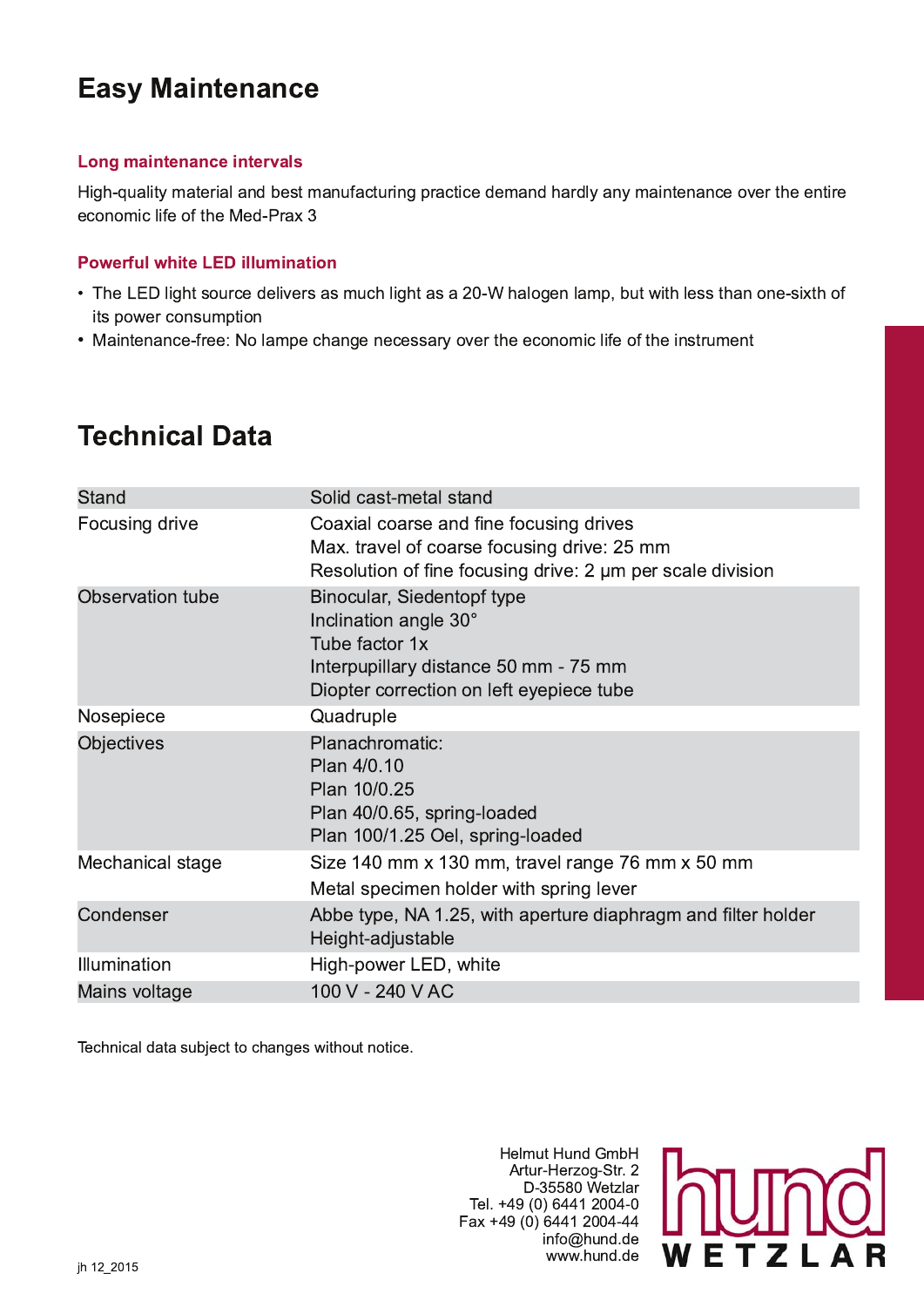# Easy Maintenance

### Long maintenance intervals

High-quality material and best manufacturing practice demand hardly any maintenance over the entire economic life of the Med-Prax 3

### Powerful white LED illumination

- The LED light source delivers as much light as a 20-W halogen lamp, but with less than one-sixth of its power consumption
- Maintenance-free: No lampe change necessary over the economic life of the instrument

# Technical Data

| | |
|---|---|
| Stand | Solid cast-metal stand |
| Focusing drive | Coaxial coarse and fine focusing drives<br>Max. travel of coarse focusing drive: 25 mm<br>Resolution of fine focusing drive: 2 µm per scale division |
| Observation tube | Binocular, Siedentopf type<br>Inclination angle 30°<br>Tube factor 1x<br>Interpupillary distance 50 mm - 75 mm<br>Diopter correction on left eyepiece tube |
| Nosepiece | Quadruple |
| Objectives | Planachromatic:<br>Plan 4/0.10<br>Plan 10/0.25<br>Plan 40/0.65, spring-loaded<br>Plan 100/1.25 Oel, spring-loaded |
| Mechanical stage | Size 140 mm x 130 mm, travel range 76 mm x 50 mm<br>Metal specimen holder with spring lever |
| Condenser | Abbe type, NA 1.25, with aperture diaphragm and filter holder<br>Height-adjustable |
| Illumination | High-power LED, white |
| Mains voltage | 100 V - 240 V AC |

Technical data subject to changes without notice.

Helmut Hund GmbH
Artur-Herzog-Str. 2
D-35580 Wetzlar
Tel. +49 (0) 6441 2004-0
Fax +49 (0) 6441 2004-44
info@hund.de
www.hund.de

hund WETZLAR

jh 12_2015